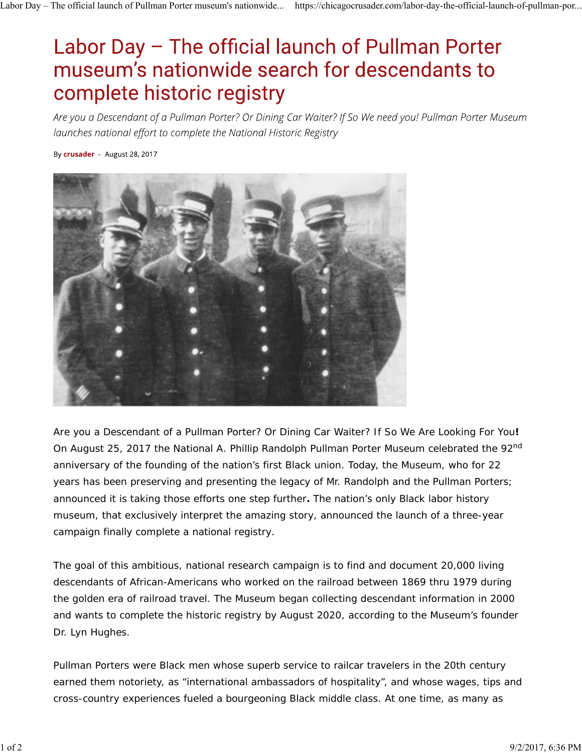# Labor Day – The official launch of Pullman Porter museum's nationwide search for descendants to complete historic registry

*Are you a Descendant of a Pullman Porter? Or Dining Car Waiter? If So We need you! Pullman Porter Museum launches national effort to complete the National Historic Registry*

By **crusader** - August 28, 2017

Are you a Descendant of a Pullman Porter? Or Dining Car Waiter? If So We Are Looking For You**!** On August 25, 2017 the National A. Phillip Randolph Pullman Porter Museum celebrated the 92nd anniversary of the founding of the nation's first Black union. Today, the Museum, who for 22 years has been preserving and presenting the legacy of Mr. Randolph and the Pullman Porters; announced it is taking those efforts one step further**.** The nation's only Black labor history museum, that exclusively interpret the amazing story, announced the launch of a three-year campaign finally complete a national registry.

The goal of this ambitious, national research campaign is to find and document 20,000 living descendants of African-Americans who worked on the railroad between 1869 thru 1979 during the golden era of railroad travel. The Museum began collecting descendant information in 2000 and wants to complete the historic registry by August 2020, according to the Museum's founder Dr. Lyn Hughes.

Pullman Porters were Black men whose superb service to railcar travelers in the 20th century earned them notoriety, as "international ambassadors of hospitality", and whose wages, tips and cross-country experiences fueled a bourgeoning Black middle class. At one time, as many as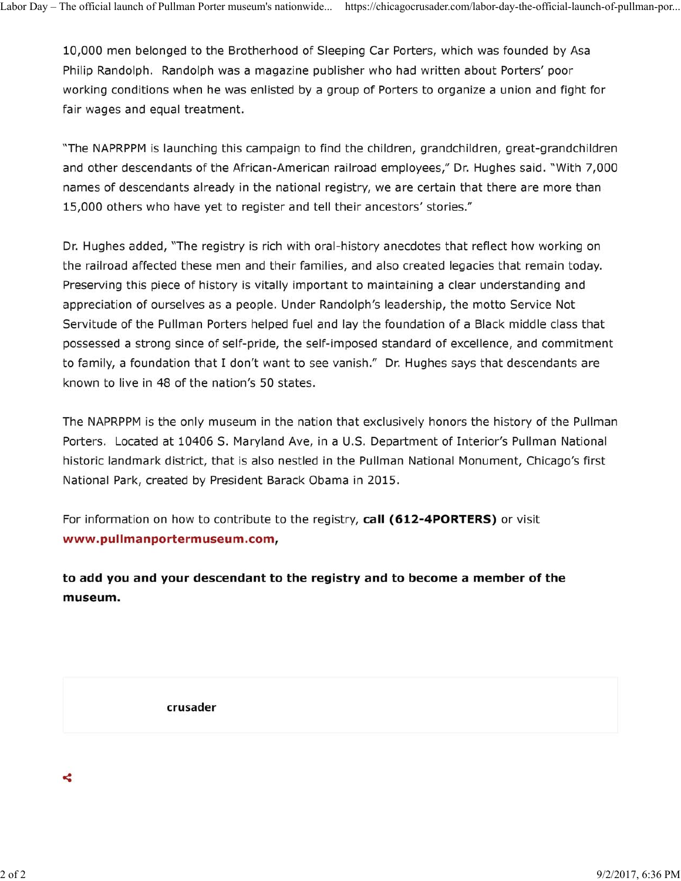10,000 men belonged to the Brotherhood of Sleeping Car Porters, which was founded by Asa Philip Randolph. Randolph was a magazine publisher who had written about Porters' poor working conditions when he was enlisted by a group of Porters to organize a union and fight for fair wages and equal treatment.

"The NAPRPPM is launching this campaign to find the children, grandchildren, great-grandchildren and other descendants of the African-American railroad employees," Dr. Hughes said. "With 7,000 names of descendants already in the national registry, we are certain that there are more than 15,000 others who have yet to register and tell their ancestors' stories."

Dr. Hughes added, "The registry is rich with oral-history anecdotes that reflect how working on the railroad affected these men and their families, and also created legacies that remain today. Preserving this piece of history is vitally important to maintaining a clear understanding and appreciation of ourselves as a people. Under Randolph's leadership, the motto Service Not Servitude of the Pullman Porters helped fuel and lay the foundation of a Black middle class that possessed a strong since of self-pride, the self-imposed standard of excellence, and commitment to family, a foundation that I don't want to see vanish." Dr. Hughes says that descendants are known to live in 48 of the nation's 50 states.

The NAPRPPM is the only museum in the nation that exclusively honors the history of the Pullman Porters. Located at 10406 S. Maryland Ave, in a U.S. Department of Interior's Pullman National historic landmark district, that is also nestled in the Pullman National Monument, Chicago's first National Park, created by President Barack Obama in 2015.

For information on how to contribute to the registry, **call (612-4PORTERS)** or visit **www.pullmanportermuseum.com,**

**to add you and your descendant to the registry and to become a member of the museum.**

crusader